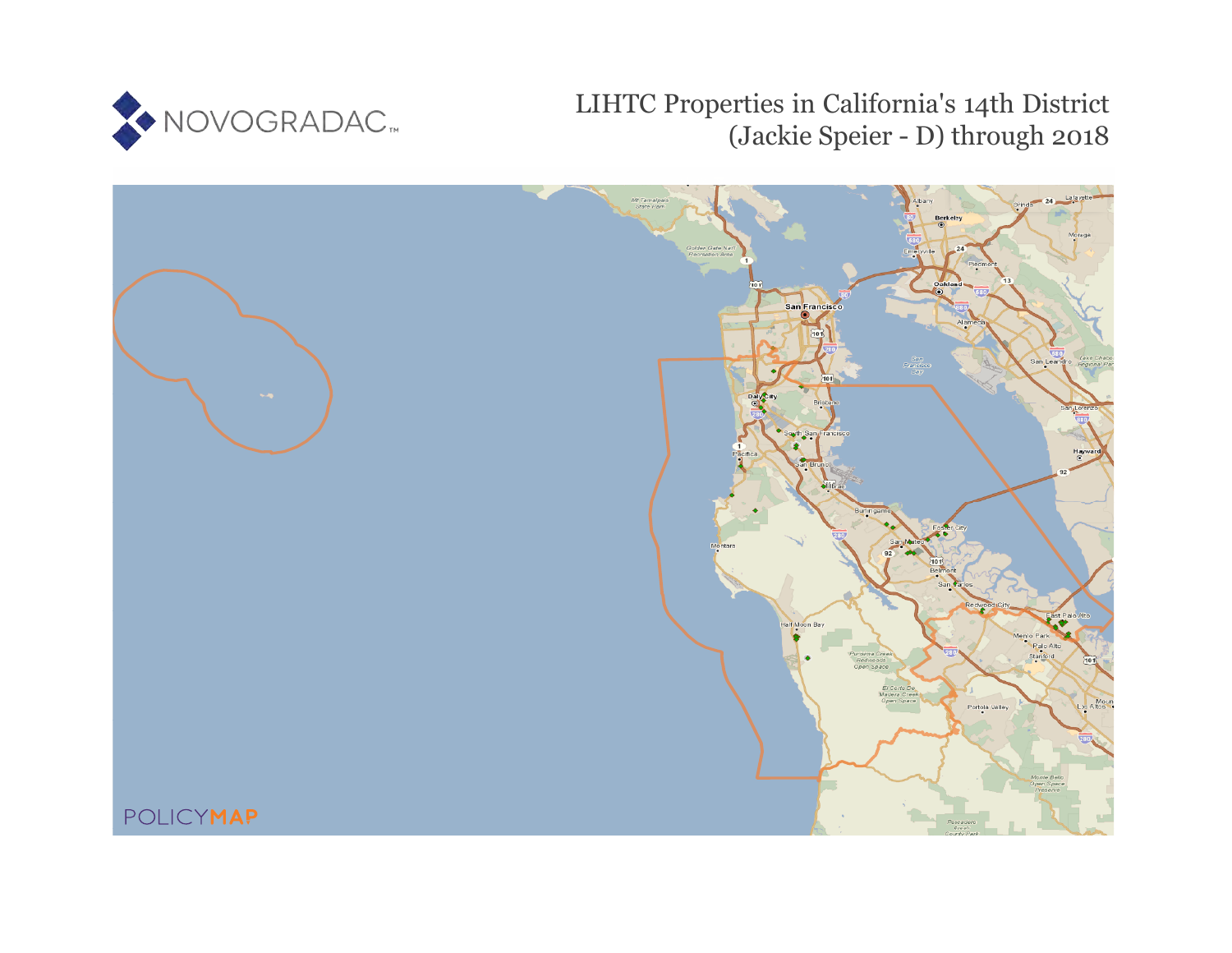NOVOGRADAC

# LIHTC Properties in California's 14th District (Jackie Speier - D) through 2018

POLICYMAP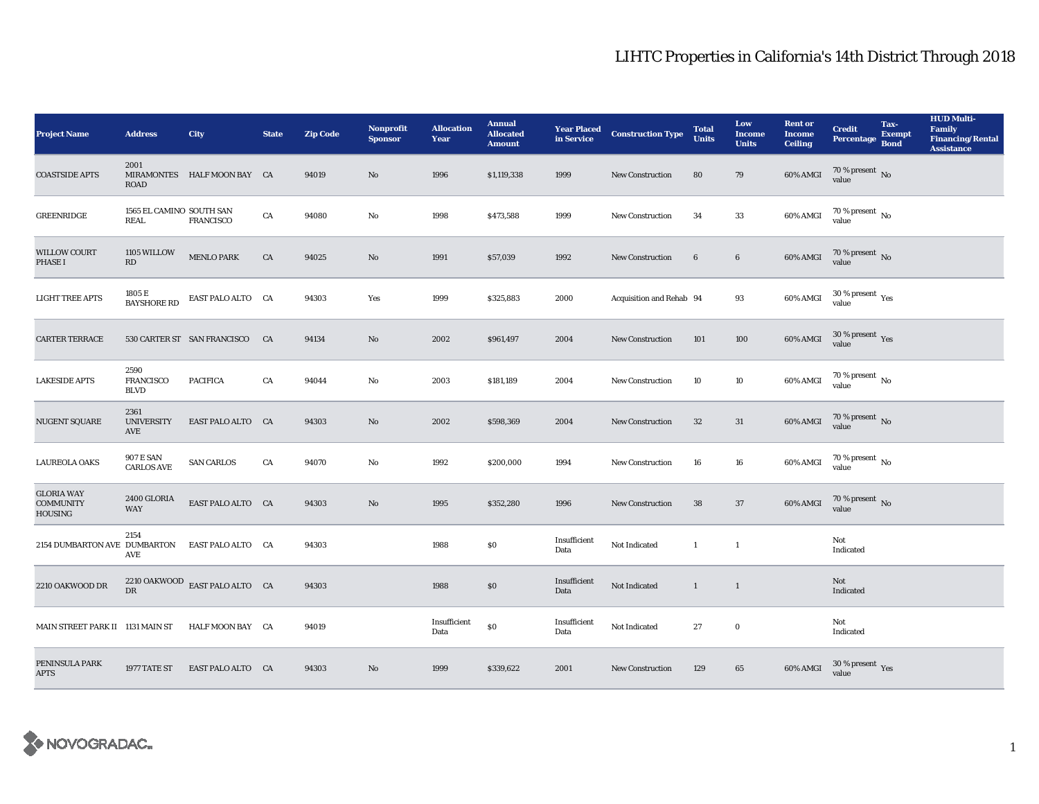# LIHTC Properties in California's 14th District Through 2018

| Project Name | Address | City | State | Zip Code | Nonprofit Sponsor | Allocation Year | Annual Allocated Amount | Year Placed in Service | Construction Type | Total Units | Low Income Units | Rent or Income Ceiling | Credit Percentage | Tax-Exempt Bond | HUD Multi-Family Financing/Rental Assistance |
|---|---|---|---|---|---|---|---|---|---|---|---|---|---|---|---|
| COASTSIDE APTS | 2001 MIRAMONTES ROAD | HALF MOON BAY | CA | 94019 | No | 1996 | $1,119,338 | 1999 | New Construction | 80 | 79 | 60% AMGI | 70 % present value | No | |
| GREENRIDGE | 1565 EL CAMINO REAL | SOUTH SAN FRANCISCO | CA | 94080 | No | 1998 | $473,588 | 1999 | New Construction | 34 | 33 | 60% AMGI | 70 % present value | No | |
| WILLOW COURT PHASE I | 1105 WILLOW RD | MENLO PARK | CA | 94025 | No | 1991 | $57,039 | 1992 | New Construction | 6 | 6 | 60% AMGI | 70 % present value | No | |
| LIGHT TREE APTS | 1805 E BAYSHORE RD | EAST PALO ALTO | CA | 94303 | Yes | 1999 | $325,883 | 2000 | Acquisition and Rehab | 94 | 93 | 60% AMGI | 30 % present value | Yes | |
| CARTER TERRACE | 530 CARTER ST | SAN FRANCISCO | CA | 94134 | No | 2002 | $961,497 | 2004 | New Construction | 101 | 100 | 60% AMGI | 30 % present value | Yes | |
| LAKESIDE APTS | 2590 FRANCISCO BLVD | PACIFICA | CA | 94044 | No | 2003 | $181,189 | 2004 | New Construction | 10 | 10 | 60% AMGI | 70 % present value | No | |
| NUGENT SQUARE | 2361 UNIVERSITY AVE | EAST PALO ALTO | CA | 94303 | No | 2002 | $598,369 | 2004 | New Construction | 32 | 31 | 60% AMGI | 70 % present value | No | |
| LAUREOLA OAKS | 907 E SAN CARLOS AVE | SAN CARLOS | CA | 94070 | No | 1992 | $200,000 | 1994 | New Construction | 16 | 16 | 60% AMGI | 70 % present value | No | |
| GLORIA WAY COMMUNITY HOUSING | 2400 GLORIA WAY | EAST PALO ALTO | CA | 94303 | No | 1995 | $352,280 | 1996 | New Construction | 38 | 37 | 60% AMGI | 70 % present value | No | |
| 2154 DUMBARTON AVE | 2154 DUMBARTON AVE | EAST PALO ALTO | CA | 94303 | | 1988 | $0 | Insufficient Data | Not Indicated | 1 | 1 | | Not Indicated | | |
| 2210 OAKWOOD DR | 2210 OAKWOOD DR | EAST PALO ALTO | CA | 94303 | | 1988 | $0 | Insufficient Data | Not Indicated | 1 | 1 | | Not Indicated | | |
| MAIN STREET PARK II | 1131 MAIN ST | HALF MOON BAY | CA | 94019 | | Insufficient Data | $0 | Insufficient Data | Not Indicated | 27 | 0 | | Not Indicated | | |
| PENINSULA PARK APTS | 1977 TATE ST | EAST PALO ALTO | CA | 94303 | No | 1999 | $339,622 | 2001 | New Construction | 129 | 65 | 60% AMGI | 30 % present value | Yes | |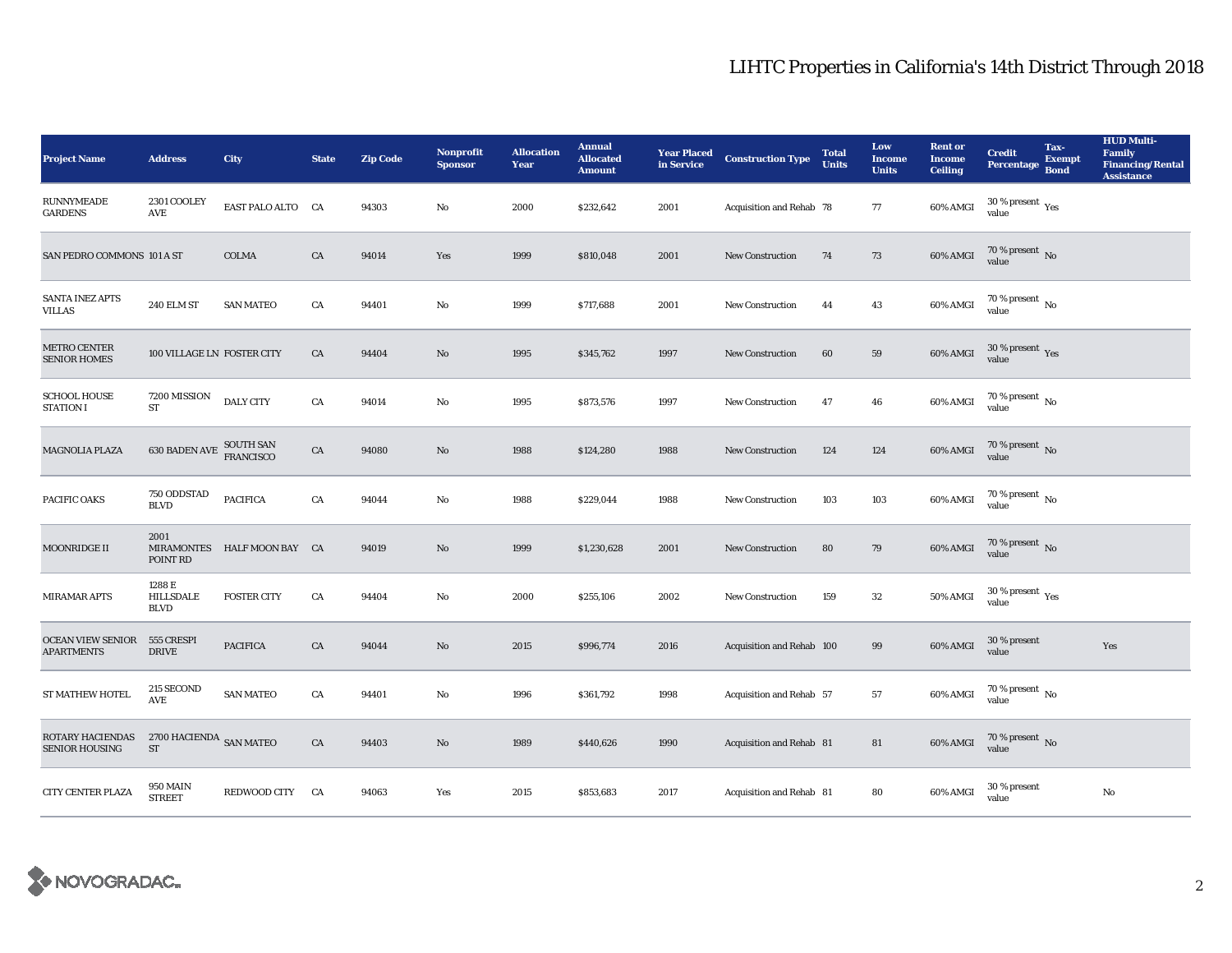# LIHTC Properties in California's 14th District Through 2018

| Project Name | Address | City | State | Zip Code | Nonprofit Sponsor | Allocation Year | Annual Allocated Amount | Year Placed in Service | Construction Type | Total Units | Low Income Units | Rent or Income Ceiling | Credit Percentage | Tax-Exempt Bond | HUD Multi-Family Financing/Rental Assistance |
|---|---|---|---|---|---|---|---|---|---|---|---|---|---|---|---|
| RUNNYMEADE GARDENS | 2301 COOLEY AVE | EAST PALO ALTO | CA | 94303 | No | 2000 | $232,642 | 2001 | Acquisition and Rehab | 78 | 77 | 60% AMGI | 30 % present value | Yes | |
| SAN PEDRO COMMONS | 101 A ST | COLMA | CA | 94014 | Yes | 1999 | $810,048 | 2001 | New Construction | 74 | 73 | 60% AMGI | 70 % present value | No | |
| SANTA INEZ APTS VILLAS | 240 ELM ST | SAN MATEO | CA | 94401 | No | 1999 | $717,688 | 2001 | New Construction | 44 | 43 | 60% AMGI | 70 % present value | No | |
| METRO CENTER SENIOR HOMES | 100 VILLAGE LN | FOSTER CITY | CA | 94404 | No | 1995 | $345,762 | 1997 | New Construction | 60 | 59 | 60% AMGI | 30 % present value | Yes | |
| SCHOOL HOUSE STATION I | 7200 MISSION ST | DALY CITY | CA | 94014 | No | 1995 | $873,576 | 1997 | New Construction | 47 | 46 | 60% AMGI | 70 % present value | No | |
| MAGNOLIA PLAZA | 630 BADEN AVE | SOUTH SAN FRANCISCO | CA | 94080 | No | 1988 | $124,280 | 1988 | New Construction | 124 | 124 | 60% AMGI | 70 % present value | No | |
| PACIFIC OAKS | 750 ODDSTAD BLVD | PACIFICA | CA | 94044 | No | 1988 | $229,044 | 1988 | New Construction | 103 | 103 | 60% AMGI | 70 % present value | No | |
| MOONRIDGE II | 2001 MIRAMONTES POINT RD | HALF MOON BAY | CA | 94019 | No | 1999 | $1,230,628 | 2001 | New Construction | 80 | 79 | 60% AMGI | 70 % present value | No | |
| MIRAMAR APTS | 1288 E HILLSDALE BLVD | FOSTER CITY | CA | 94404 | No | 2000 | $255,106 | 2002 | New Construction | 159 | 32 | 50% AMGI | 30 % present value | Yes | |
| OCEAN VIEW SENIOR APARTMENTS | 555 CRESPI DRIVE | PACIFICA | CA | 94044 | No | 2015 | $996,774 | 2016 | Acquisition and Rehab | 100 | 99 | 60% AMGI | 30 % present value | | Yes |
| ST MATHEW HOTEL | 215 SECOND AVE | SAN MATEO | CA | 94401 | No | 1996 | $361,792 | 1998 | Acquisition and Rehab | 57 | 57 | 60% AMGI | 70 % present value | No | |
| ROTARY HACIENDAS SENIOR HOUSING | 2700 HACIENDA ST | SAN MATEO | CA | 94403 | No | 1989 | $440,626 | 1990 | Acquisition and Rehab | 81 | 81 | 60% AMGI | 70 % present value | No | |
| CITY CENTER PLAZA | 950 MAIN STREET | REDWOOD CITY | CA | 94063 | Yes | 2015 | $853,683 | 2017 | Acquisition and Rehab | 81 | 80 | 60% AMGI | 30 % present value | | No |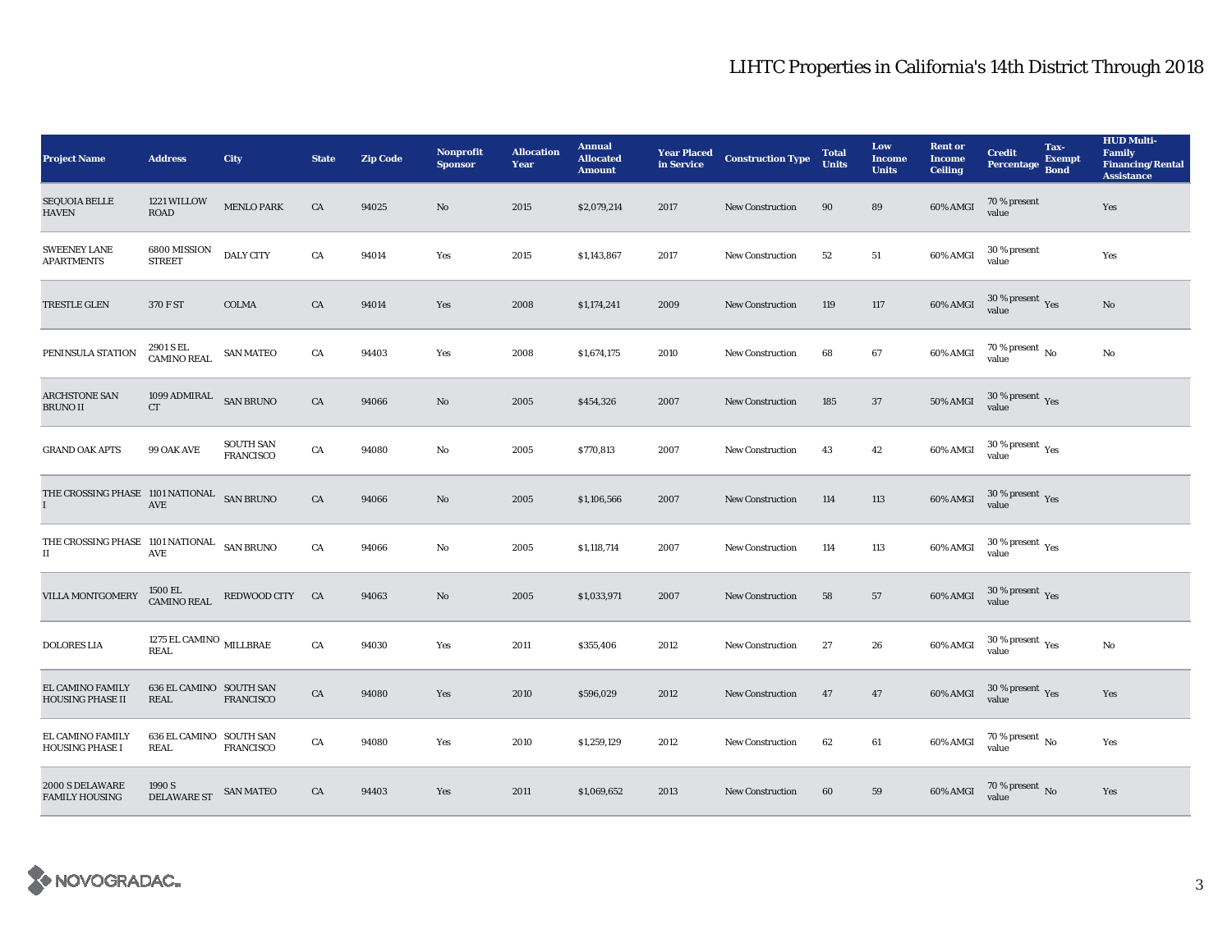# LIHTC Properties in California's 14th District Through 2018

| Project Name | Address | City | State | Zip Code | Nonprofit Sponsor | Allocation Year | Annual Allocated Amount | Year Placed in Service | Construction Type | Total Units | Low Income Units | Rent or Income Ceiling | Credit Percentage | Tax-Exempt Bond | HUD Multi-Family Financing/Rental Assistance |
|---|---|---|---|---|---|---|---|---|---|---|---|---|---|---|---|
| SEQUOIA BELLE HAVEN | 1221 WILLOW ROAD | MENLO PARK | CA | 94025 | No | 2015 | $2,079,214 | 2017 | New Construction | 90 | 89 | 60% AMGI | 70 % present value | | Yes |
| SWEENEY LANE APARTMENTS | 6800 MISSION STREET | DALY CITY | CA | 94014 | Yes | 2015 | $1,143,867 | 2017 | New Construction | 52 | 51 | 60% AMGI | 30 % present value | | Yes |
| TRESTLE GLEN | 370 F ST | COLMA | CA | 94014 | Yes | 2008 | $1,174,241 | 2009 | New Construction | 119 | 117 | 60% AMGI | 30 % present value | Yes | No |
| PENINSULA STATION | 2901 S EL CAMINO REAL | SAN MATEO | CA | 94403 | Yes | 2008 | $1,674,175 | 2010 | New Construction | 68 | 67 | 60% AMGI | 70 % present value | No | No |
| ARCHSTONE SAN BRUNO II | 1099 ADMIRAL CT | SAN BRUNO | CA | 94066 | No | 2005 | $454,326 | 2007 | New Construction | 185 | 37 | 50% AMGI | 30 % present value | Yes | |
| GRAND OAK APTS | 99 OAK AVE | SOUTH SAN FRANCISCO | CA | 94080 | No | 2005 | $770,813 | 2007 | New Construction | 43 | 42 | 60% AMGI | 30 % present value | Yes | |
| THE CROSSING PHASE I | 1101 NATIONAL AVE | SAN BRUNO | CA | 94066 | No | 2005 | $1,106,566 | 2007 | New Construction | 114 | 113 | 60% AMGI | 30 % present value | Yes | |
| THE CROSSING PHASE II | 1101 NATIONAL AVE | SAN BRUNO | CA | 94066 | No | 2005 | $1,118,714 | 2007 | New Construction | 114 | 113 | 60% AMGI | 30 % present value | Yes | |
| VILLA MONTGOMERY | 1500 EL CAMINO REAL | REDWOOD CITY | CA | 94063 | No | 2005 | $1,033,971 | 2007 | New Construction | 58 | 57 | 60% AMGI | 30 % present value | Yes | |
| DOLORES LIA | 1275 EL CAMINO REAL | MILLBRAE | CA | 94030 | Yes | 2011 | $355,406 | 2012 | New Construction | 27 | 26 | 60% AMGI | 30 % present value | Yes | No |
| EL CAMINO FAMILY HOUSING PHASE II | 636 EL CAMINO REAL | SOUTH SAN FRANCISCO | CA | 94080 | Yes | 2010 | $596,029 | 2012 | New Construction | 47 | 47 | 60% AMGI | 30 % present value | Yes | Yes |
| EL CAMINO FAMILY HOUSING PHASE I | 636 EL CAMINO REAL | SOUTH SAN FRANCISCO | CA | 94080 | Yes | 2010 | $1,259,129 | 2012 | New Construction | 62 | 61 | 60% AMGI | 70 % present value | No | Yes |
| 2000 S DELAWARE FAMILY HOUSING | 1990 S DELAWARE ST | SAN MATEO | CA | 94403 | Yes | 2011 | $1,069,652 | 2013 | New Construction | 60 | 59 | 60% AMGI | 70 % present value | No | Yes |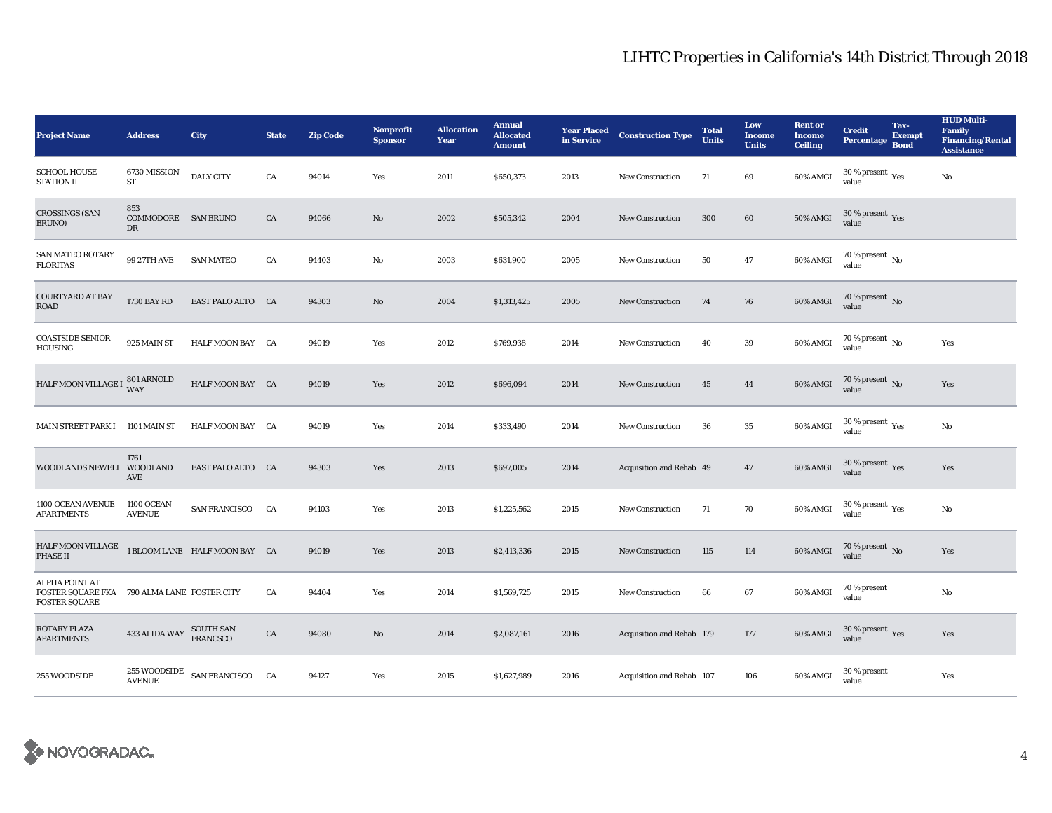# LIHTC Properties in California's 14th District Through 2018

| Project Name | Address | City | State | Zip Code | Nonprofit Sponsor | Allocation Year | Annual Allocated Amount | Year Placed in Service | Construction Type | Total Units | Low Income Units | Rent or Income Ceiling | Credit Percentage | Tax-Exempt Bond | HUD Multi-Family Financing/Rental Assistance |
|---|---|---|---|---|---|---|---|---|---|---|---|---|---|---|---|
| SCHOOL HOUSE STATION II | 6730 MISSION ST | DALY CITY | CA | 94014 | Yes | 2011 | $650,373 | 2013 | New Construction | 71 | 69 | 60% AMGI | 30 % present value | Yes | No |
| CROSSINGS (SAN BRUNO) | 853 COMMODORE DR | SAN BRUNO | CA | 94066 | No | 2002 | $505,342 | 2004 | New Construction | 300 | 60 | 50% AMGI | 30 % present value | Yes | |
| SAN MATEO ROTARY FLORITAS | 99 27TH AVE | SAN MATEO | CA | 94403 | No | 2003 | $631,900 | 2005 | New Construction | 50 | 47 | 60% AMGI | 70 % present value | No | |
| COURTYARD AT BAY ROAD | 1730 BAY RD | EAST PALO ALTO | CA | 94303 | No | 2004 | $1,313,425 | 2005 | New Construction | 74 | 76 | 60% AMGI | 70 % present value | No | |
| COASTSIDE SENIOR HOUSING | 925 MAIN ST | HALF MOON BAY | CA | 94019 | Yes | 2012 | $769,938 | 2014 | New Construction | 40 | 39 | 60% AMGI | 70 % present value | No | Yes |
| HALF MOON VILLAGE I | 801 ARNOLD WAY | HALF MOON BAY | CA | 94019 | Yes | 2012 | $696,094 | 2014 | New Construction | 45 | 44 | 60% AMGI | 70 % present value | No | Yes |
| MAIN STREET PARK I | 1101 MAIN ST | HALF MOON BAY | CA | 94019 | Yes | 2014 | $333,490 | 2014 | New Construction | 36 | 35 | 60% AMGI | 30 % present value | Yes | No |
| WOODLANDS NEWELL | 1761 WOODLAND AVE | EAST PALO ALTO | CA | 94303 | Yes | 2013 | $697,005 | 2014 | Acquisition and Rehab | 49 | 47 | 60% AMGI | 30 % present value | Yes | Yes |
| 1100 OCEAN AVENUE APARTMENTS | 1100 OCEAN AVENUE | SAN FRANCISCO | CA | 94103 | Yes | 2013 | $1,225,562 | 2015 | New Construction | 71 | 70 | 60% AMGI | 30 % present value | Yes | No |
| HALF MOON VILLAGE PHASE II | 1 BLOOM LANE | HALF MOON BAY | CA | 94019 | Yes | 2013 | $2,413,336 | 2015 | New Construction | 115 | 114 | 60% AMGI | 70 % present value | No | Yes |
| ALPHA POINT AT FOSTER SQUARE FKA FOSTER SQUARE | 790 ALMA LANE | FOSTER CITY | CA | 94404 | Yes | 2014 | $1,569,725 | 2015 | New Construction | 66 | 67 | 60% AMGI | 70 % present value | | No |
| ROTARY PLAZA APARTMENTS | 433 ALIDA WAY | SOUTH SAN FRANCSCO | CA | 94080 | No | 2014 | $2,087,161 | 2016 | Acquisition and Rehab | 179 | 177 | 60% AMGI | 30 % present value | Yes | Yes |
| 255 WOODSIDE | 255 WOODSIDE AVENUE | SAN FRANCISCO | CA | 94127 | Yes | 2015 | $1,627,989 | 2016 | Acquisition and Rehab | 107 | 106 | 60% AMGI | 30 % present value | | Yes |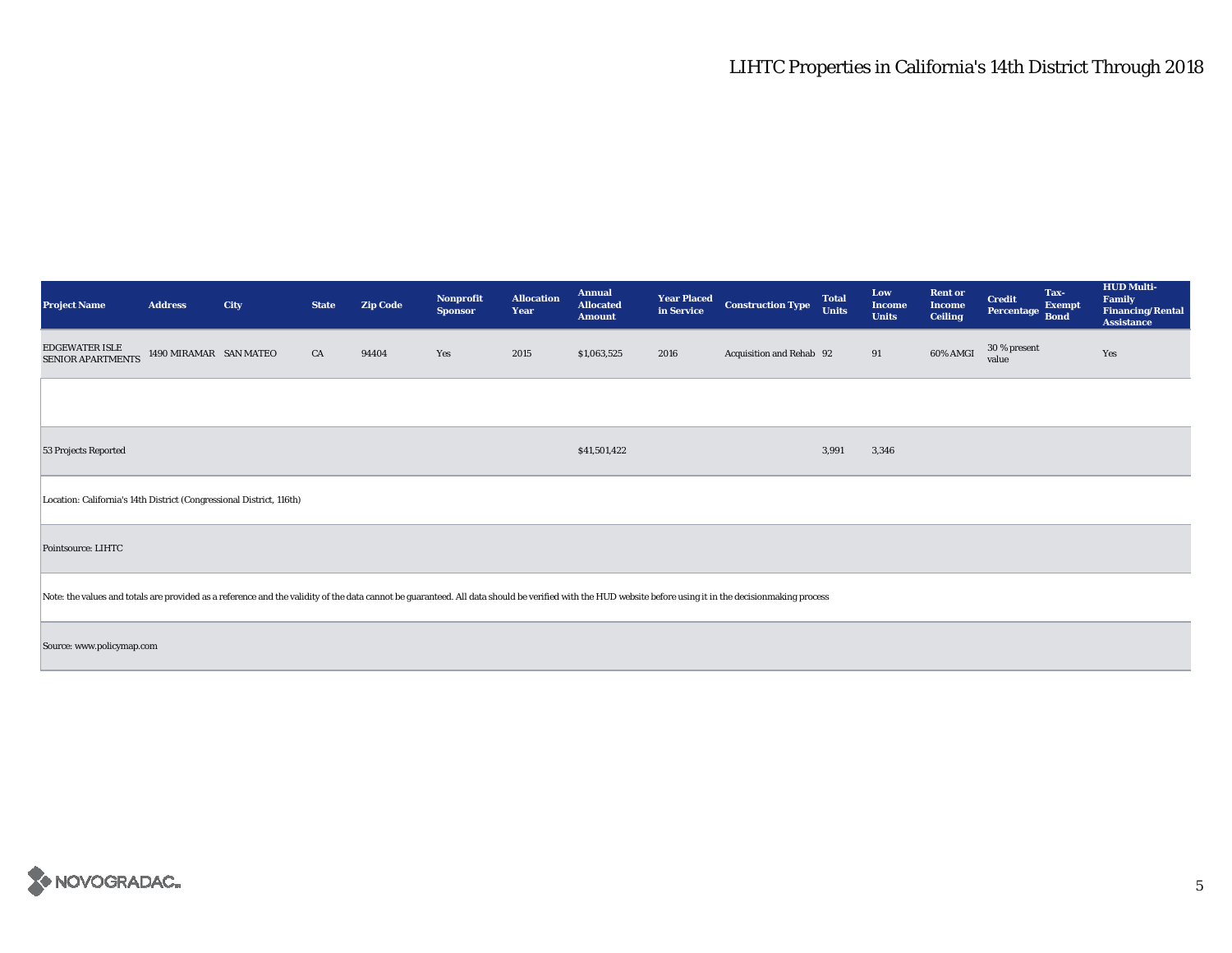# LIHTC Properties in California's 14th District Through 2018

| Project Name | Address | City | State | Zip Code | Nonprofit Sponsor | Allocation Year | Annual Allocated Amount | Year Placed in Service | Construction Type | Total Units | Low Income Units | Rent or Income Ceiling | Credit Percentage | Tax-Exempt Bond | HUD Multi-Family Financing/Rental Assistance |
|---|---|---|---|---|---|---|---|---|---|---|---|---|---|---|---|
| EDGEWATER ISLE SENIOR APARTMENTS | 1490 MIRAMAR | SAN MATEO | CA | 94404 | Yes | 2015 | $1,063,525 | 2016 | Acquisition and Rehab | 92 | 91 | 60% AMGI | 30 % present value | | Yes |
| | | | | | | | | | | | | | | | |
| 53 Projects Reported | | | | | | | $41,501,422 | | | 3,991 | 3,346 | | | | |

Location: California's 14th District (Congressional District, 116th)

Pointsource: LIHTC

Note: the values and totals are provided as a reference and the validity of the data cannot be guaranteed. All data should be verified with the HUD website before using it in the decisionmaking process

Source: www.policymap.com